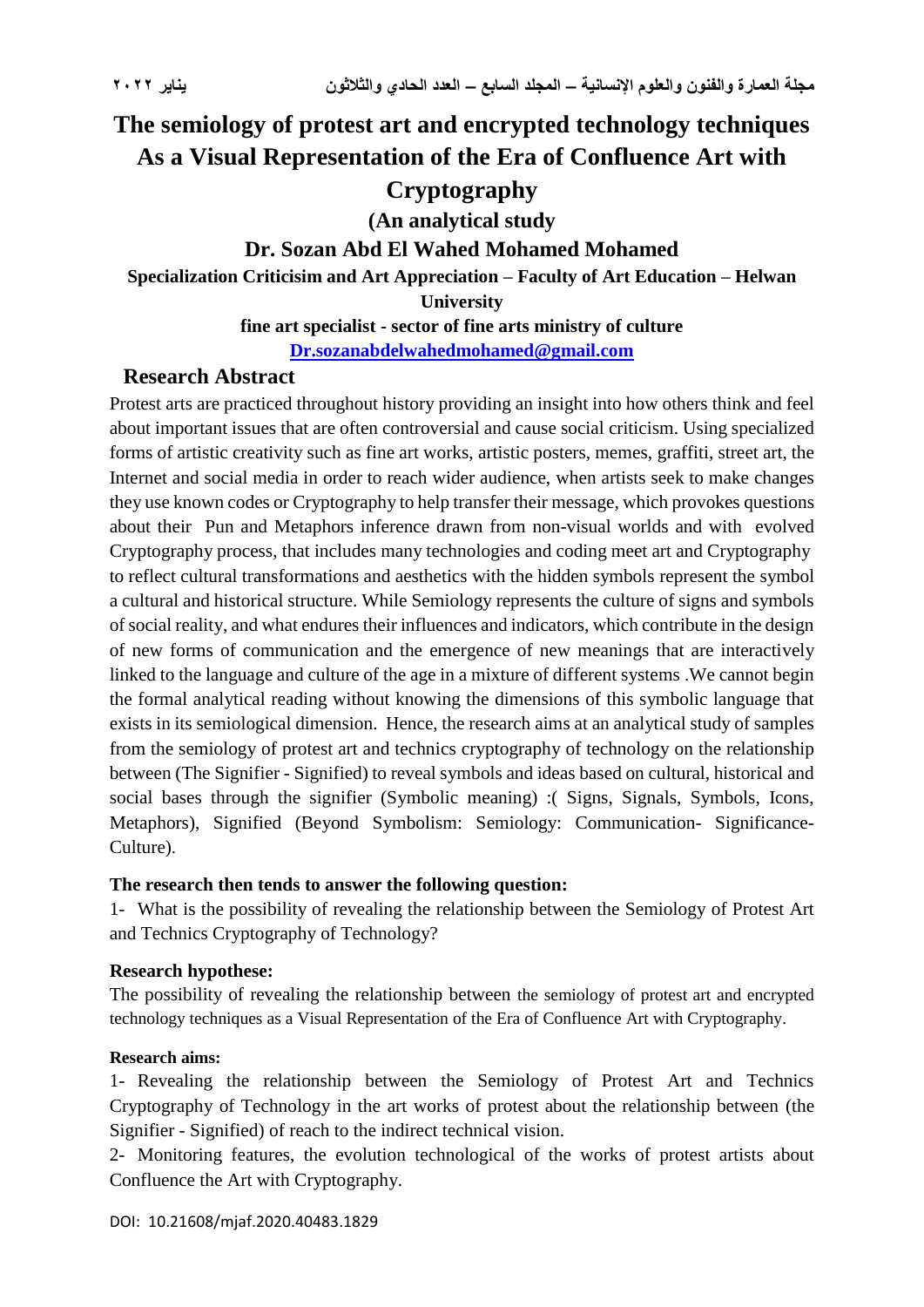# The semiology of protest art and encrypted technology techniques As a Visual Representation of the Era of Confluence Art with Cryptography

**(An analytical study**

**Dr. Sozan Abd El Wahed Mohamed Mohamed**

**Specialization Criticisim and Art Appreciation – Faculty of Art Education – Helwan University**

**fine art specialist - sector of fine arts ministry of culture**

**Dr.sozanabdelwahedmohamed@gmail.com**

## Research Abstract

Protest arts are practiced throughout history providing an insight into how others think and feel about important issues that are often controversial and cause social criticism. Using specialized forms of artistic creativity such as fine art works, artistic posters, memes, graffiti, street art, the Internet and social media in order to reach wider audience, when artists seek to make changes they use known codes or Cryptography to help transfer their message, which provokes questions about their Pun and Metaphors inference drawn from non-visual worlds and with evolved Cryptography process, that includes many technologies and coding meet art and Cryptography to reflect cultural transformations and aesthetics with the hidden symbols represent the symbol a cultural and historical structure. While Semiology represents the culture of signs and symbols of social reality, and what endures their influences and indicators, which contribute in the design of new forms of communication and the emergence of new meanings that are interactively linked to the language and culture of the age in a mixture of different systems .We cannot begin the formal analytical reading without knowing the dimensions of this symbolic language that exists in its semiological dimension. Hence, the research aims at an analytical study of samples from the semiology of protest art and technics cryptography of technology on the relationship between (The Signifier - Signified) to reveal symbols and ideas based on cultural, historical and social bases through the signifier (Symbolic meaning) :( Signs, Signals, Symbols, Icons, Metaphors), Signified (Beyond Symbolism: Semiology: Communication- Significance- Culture).

**The research then tends to answer the following question:**

1- What is the possibility of revealing the relationship between the Semiology of Protest Art and Technics Cryptography of Technology?

**Research hypothese:**

The possibility of revealing the relationship between the semiology of protest art and encrypted technology techniques as a Visual Representation of the Era of Confluence Art with Cryptography.

**Research aims:**

1- Revealing the relationship between the Semiology of Protest Art and Technics Cryptography of Technology in the art works of protest about the relationship between (the Signifier - Signified) of reach to the indirect technical vision.

2- Monitoring features, the evolution technological of the works of protest artists about Confluence the Art with Cryptography.

DOI: 10.21608/mjaf.2020.40483.1829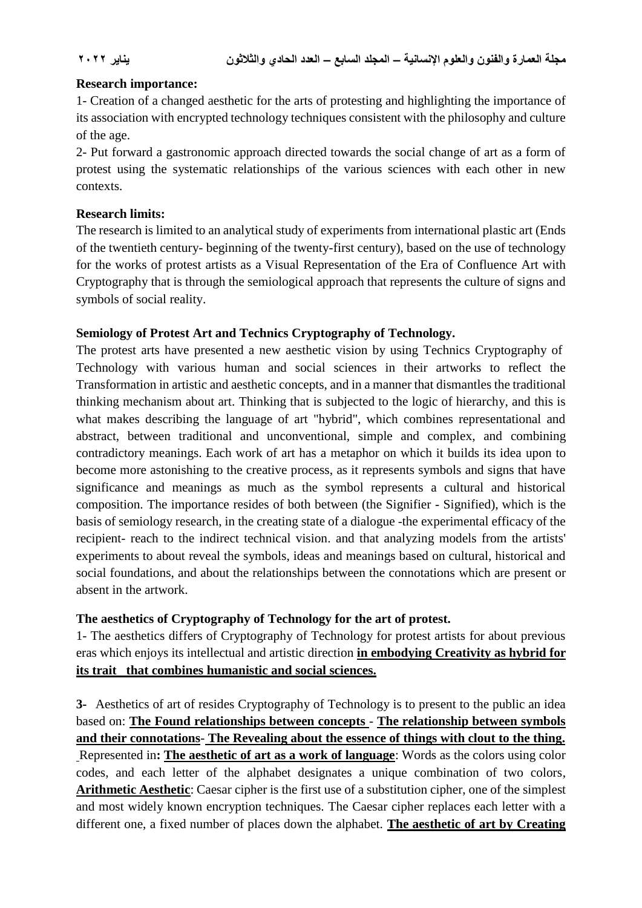**Research importance:**

1- Creation of a changed aesthetic for the arts of protesting and highlighting the importance of its association with encrypted technology techniques consistent with the philosophy and culture of the age.

2- Put forward a gastronomic approach directed towards the social change of art as a form of protest using the systematic relationships of the various sciences with each other in new contexts.

**Research limits:**

The research is limited to an analytical study of experiments from international plastic art (Ends of the twentieth century- beginning of the twenty-first century), based on the use of technology for the works of protest artists as a Visual Representation of the Era of Confluence Art with Cryptography that is through the semiological approach that represents the culture of signs and symbols of social reality.

**Semiology of Protest Art and Technics Cryptography of Technology.**

The protest arts have presented a new aesthetic vision by using Technics Cryptography of Technology with various human and social sciences in their artworks to reflect the Transformation in artistic and aesthetic concepts, and in a manner that dismantles the traditional thinking mechanism about art. Thinking that is subjected to the logic of hierarchy, and this is what makes describing the language of art "hybrid", which combines representational and abstract, between traditional and unconventional, simple and complex, and combining contradictory meanings. Each work of art has a metaphor on which it builds its idea upon to become more astonishing to the creative process, as it represents symbols and signs that have significance and meanings as much as the symbol represents a cultural and historical composition. The importance resides of both between (the Signifier - Signified), which is the basis of semiology research, in the creating state of a dialogue -the experimental efficacy of the recipient- reach to the indirect technical vision. and that analyzing models from the artists' experiments to about reveal the symbols, ideas and meanings based on cultural, historical and social foundations, and about the relationships between the connotations which are present or absent in the artwork.

**The aesthetics of Cryptography of Technology for the art of protest.**

1- The aesthetics differs of Cryptography of Technology for protest artists for about previous eras which enjoys its intellectual and artistic direction **in embodying Creativity as hybrid for its trait that combines humanistic and social sciences.**

**3-** Aesthetics of art of resides Cryptography of Technology is to present to the public an idea based on: **The Found relationships between concepts** - **The relationship between symbols and their connotations**- **The Revealing about the essence of things with clout to the thing.** Represented in**: The aesthetic of art as a work of language**: Words as the colors using color codes, and each letter of the alphabet designates a unique combination of two colors, **Arithmetic Aesthetic**: Caesar cipher is the first use of a substitution cipher, one of the simplest and most widely known encryption techniques. The Caesar cipher replaces each letter with a different one, a fixed number of places down the alphabet. **The aesthetic of art by Creating**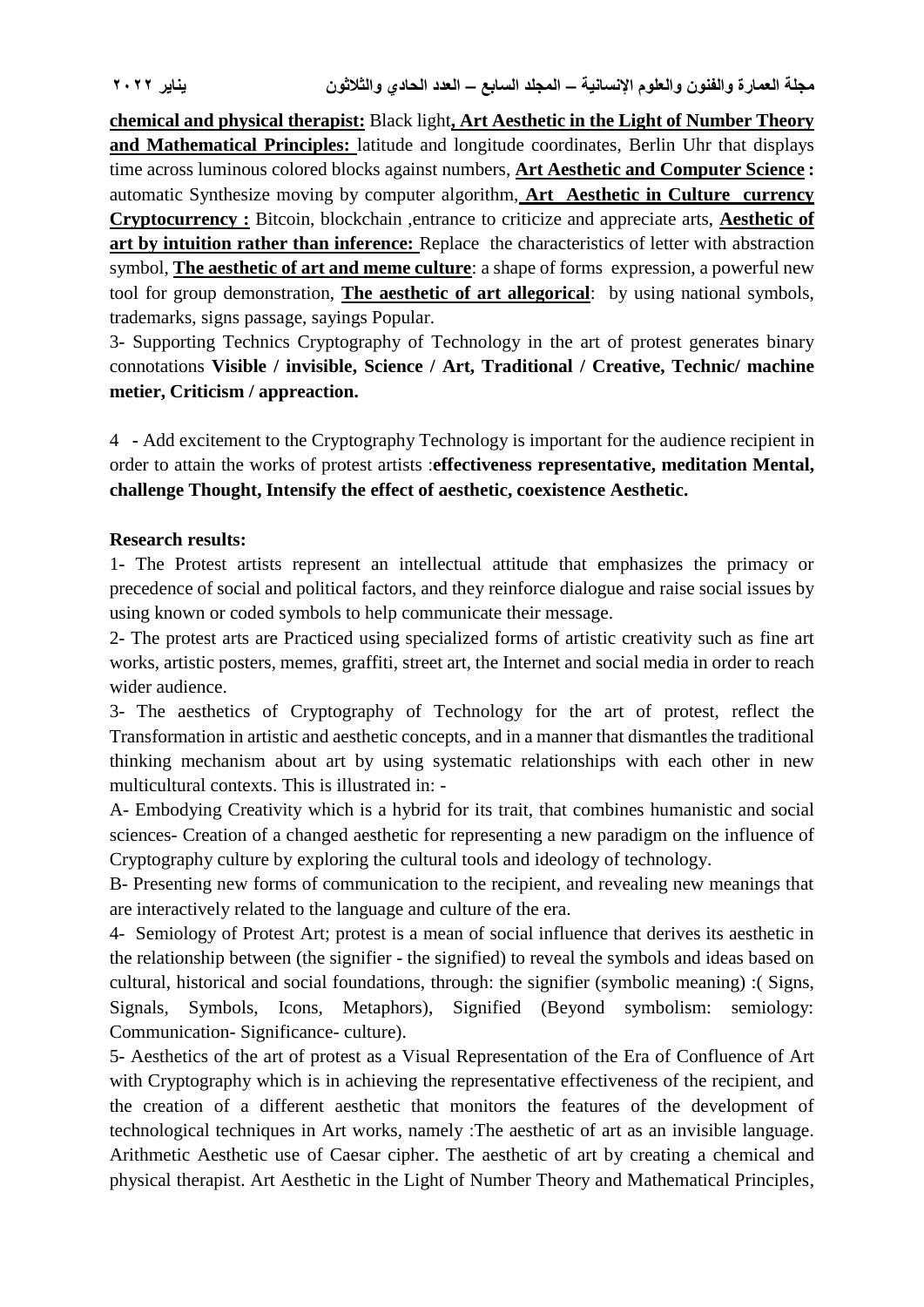**chemical and physical therapist:** Black light**, Art Aesthetic in the Light of Number Theory and Mathematical Principles:** latitude and longitude coordinates, Berlin Uhr that displays time across luminous colored blocks against numbers, **Art Aesthetic and Computer Science :** automatic Synthesize moving by computer algorithm**, Art Aesthetic in Culture currency Cryptocurrency :** Bitcoin, blockchain ,entrance to criticize and appreciate arts, **Aesthetic of art by intuition rather than inference:** Replace the characteristics of letter with abstraction symbol, **The aesthetic of art and meme culture**: a shape of forms expression, a powerful new tool for group demonstration, **The aesthetic of art allegorical**: by using national symbols, trademarks, signs passage, sayings Popular.

3- Supporting Technics Cryptography of Technology in the art of protest generates binary connotations **Visible / invisible, Science / Art, Traditional / Creative, Technic/ machine metier, Criticism / appreaction.**

4 - Add excitement to the Cryptography Technology is important for the audience recipient in order to attain the works of protest artists :**effectiveness representative, meditation Mental, challenge Thought, Intensify the effect of aesthetic, coexistence Aesthetic.**

**Research results:**

1- The Protest artists represent an intellectual attitude that emphasizes the primacy or precedence of social and political factors, and they reinforce dialogue and raise social issues by using known or coded symbols to help communicate their message.

2- The protest arts are Practiced using specialized forms of artistic creativity such as fine art works, artistic posters, memes, graffiti, street art, the Internet and social media in order to reach wider audience.

3- The aesthetics of Cryptography of Technology for the art of protest, reflect the Transformation in artistic and aesthetic concepts, and in a manner that dismantles the traditional thinking mechanism about art by using systematic relationships with each other in new multicultural contexts. This is illustrated in: -

A- Embodying Creativity which is a hybrid for its trait, that combines humanistic and social sciences- Creation of a changed aesthetic for representing a new paradigm on the influence of Cryptography culture by exploring the cultural tools and ideology of technology.

B- Presenting new forms of communication to the recipient, and revealing new meanings that are interactively related to the language and culture of the era.

4- Semiology of Protest Art; protest is a mean of social influence that derives its aesthetic in the relationship between (the signifier - the signified) to reveal the symbols and ideas based on cultural, historical and social foundations, through: the signifier (symbolic meaning) :( Signs, Signals, Symbols, Icons, Metaphors), Signified (Beyond symbolism: semiology: Communication- Significance- culture).

5- Aesthetics of the art of protest as a Visual Representation of the Era of Confluence of Art with Cryptography which is in achieving the representative effectiveness of the recipient, and the creation of a different aesthetic that monitors the features of the development of technological techniques in Art works, namely :The aesthetic of art as an invisible language. Arithmetic Aesthetic use of Caesar cipher. The aesthetic of art by creating a chemical and physical therapist. Art Aesthetic in the Light of Number Theory and Mathematical Principles,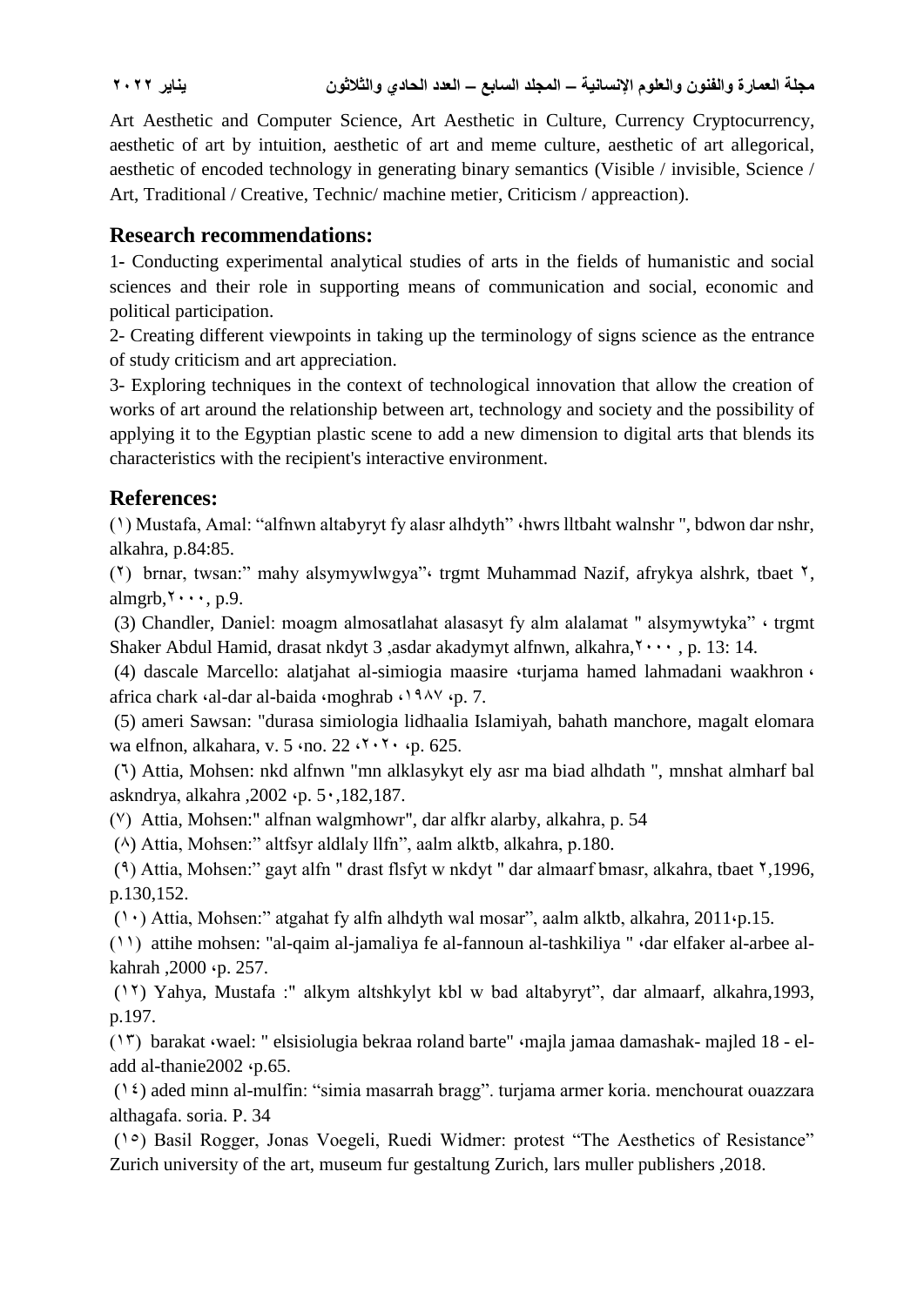Art Aesthetic and Computer Science, Art Aesthetic in Culture, Currency Cryptocurrency, aesthetic of art by intuition, aesthetic of art and meme culture, aesthetic of art allegorical, aesthetic of encoded technology in generating binary semantics (Visible / invisible, Science / Art, Traditional / Creative, Technic/ machine metier, Criticism / appreaction).

## Research recommendations:

1- Conducting experimental analytical studies of arts in the fields of humanistic and social sciences and their role in supporting means of communication and social, economic and political participation.

2- Creating different viewpoints in taking up the terminology of signs science as the entrance of study criticism and art appreciation.

3- Exploring techniques in the context of technological innovation that allow the creation of works of art around the relationship between art, technology and society and the possibility of applying it to the Egyptian plastic scene to add a new dimension to digital arts that blends its characteristics with the recipient's interactive environment.

## References:

(١) Mustafa, Amal: "alfnwn altabyryt fy alasr alhdyth" ،hwrs lltbaht walnshr ", bdwon dar nshr, alkahra, p.84:85.

(٢) brnar, twsan:" mahy alsymywlwgya"، trgmt Muhammad Nazif, afrykya alshrk, tbaet ٢, almgrb,٢٠٠٠, p.9.

(3) Chandler, Daniel: moagm almosatlahat alasasyt fy alm alalamat " alsymywtyka" ، trgmt Shaker Abdul Hamid, drasat nkdyt 3 ,asdar akadymyt alfnwn, alkahra,٢٠٠٠ , p. 13: 14.

(4) dascale Marcello: alatjahat al-simiogia maasire ،turjama hamed lahmadani waakhron ، africa chark ،al-dar al-baida ،moghrab ،١٩٨٧ ،p. 7.

(5) ameri Sawsan: "durasa simiologia lidhaalia Islamiyah, bahath manchore, magalt elomara wa elfnon, alkahara, v. 5 ،no. 22 ،٢٠٢٠ ،p. 625.

(٦) Attia, Mohsen: nkd alfnwn "mn alklasykyt ely asr ma biad alhdath ", mnshat almharf bal askndrya, alkahra ,2002 ،p. 5٠,182,187.

(٧) Attia, Mohsen:" alfnan walgmhowr", dar alfkr alarby, alkahra, p. 54

(٨) Attia, Mohsen:" altfsyr aldlaly llfn", aalm alktb, alkahra, p.180.

(٩) Attia, Mohsen:" gayt alfn " drast flsfyt w nkdyt " dar almaarf bmasr, alkahra, tbaet ٢,1996, p.130,152.

(١٠) Attia, Mohsen:" atgahat fy alfn alhdyth wal mosar", aalm alktb, alkahra, 2011،p.15.

(١١) attihe mohsen: "al-qaim al-jamaliya fe al-fannoun al-tashkiliya " ،dar elfaker al-arbee al-kahrah ,2000 ،p. 257.

(١٢) Yahya, Mustafa :" alkym altshkylyt kbl w bad altabyryt", dar almaarf, alkahra,1993, p.197.

(١٣) barakat ،wael: " elsisiolugia bekraa roland barte" ،majla jamaa damashak- majled 18 - el-add al-thanie2002 ،p.65.

(١٤) aded minn al-mulfin: "simia masarrah bragg". turjama armer koria. menchourat ouazzara althagafa. soria. P. 34

(١٥) Basil Rogger, Jonas Voegeli, Ruedi Widmer: protest "The Aesthetics of Resistance" Zurich university of the art, museum fur gestaltung Zurich, lars muller publishers ,2018.